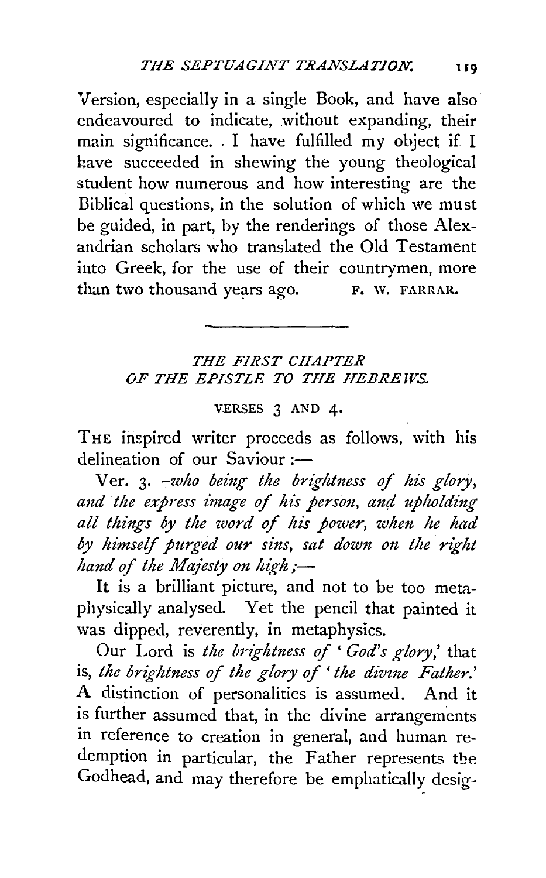Version, especially in a single Book, and have also endeavoured to indicate, without expanding, their main significance. I have fulfilled my object if I have succeeded in shewing the young theological student how numerous and how interesting are the Biblical questions, in the solution of which we must be guided, in part, by the renderings of those Alexandrian scholars who translated the Old Testament into Greek, for the use of their countrymen, more than two thousand years ago. F. W. FARRAR.

---

## *THE FIRST CHAPTER OF THE EPISTLE TO THE HEBREWS.*

### VERSES 3 AND 4.

THE inspired writer proceeds as follows, with his delineation of our Saviour :—

Ver. 3. *-who being the brightness of his glory, and the express image of his person, and upholding all things by the word of his power, when he had by himself purged our sins, sat down on the right hand of the Majesty on high ;—*

It is a brilliant picture, and not to be too metaphysically analysed. Yet the pencil that painted it was dipped, reverently, in metaphysics.

Our Lord is *the brightness of 'God's glory,'* that is, *the brightness of the glory of 'the divine Father.'* A distinction of personalities is assumed. And it is further assumed that, in the divine arrangements in reference to creation in general, and human redemption in particular, the Father represents the Godhead, and may therefore be emphatically desig-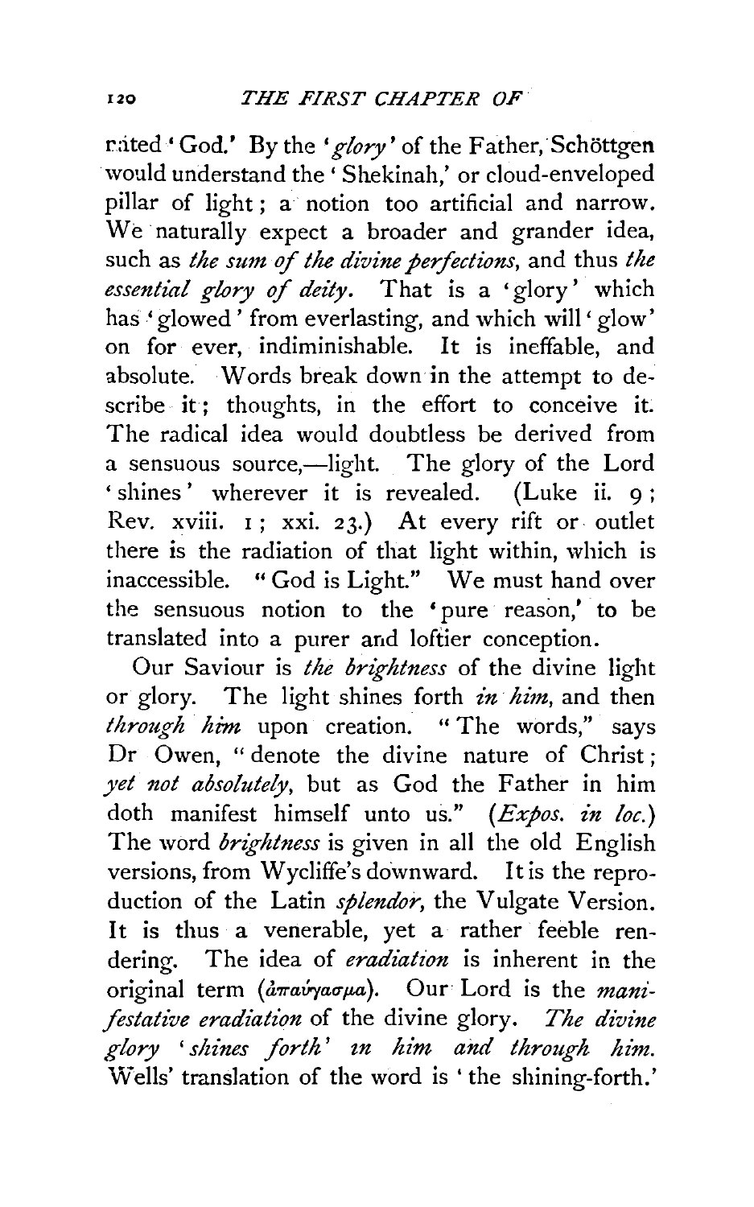rated 'God.' By the '*glory*' of the Father, Schöttgen would understand the 'Shekinah,' or cloud-enveloped pillar of light; a notion too artificial and narrow. We naturally expect a broader and grander idea, such as *the sum of the divine perfections*, and thus *the essential glory of deity*. That is a 'glory' which has 'glowed' from everlasting, and which will 'glow' on for ever, indiminishable. It is ineffable, and absolute. Words break down in the attempt to describe it; thoughts, in the effort to conceive it. The radical idea would doubtless be derived from a sensuous source,—light. The glory of the Lord 'shines' wherever it is revealed. (Luke ii. 9; Rev. xviii. 1; xxi. 23.) At every rift or outlet there is the radiation of that light within, which is inaccessible. "God is Light." We must hand over the sensuous notion to the 'pure reason,' to be translated into a purer and loftier conception.

Our Saviour is *the brightness* of the divine light or glory. The light shines forth *in him*, and then *through him* upon creation. "The words," says Dr Owen, "denote the divine nature of Christ; *yet not absolutely*, but as God the Father in him doth manifest himself unto us." (*Expos. in loc.*) The word *brightness* is given in all the old English versions, from Wycliffe's downward. It is the reproduction of the Latin *splendor*, the Vulgate Version. It is thus a venerable, yet a rather feeble rendering. The idea of *eradiation* is inherent in the original term (ἀπαύγασμα). Our Lord is the *manifestative eradiation* of the divine glory. *The divine glory 'shines forth' in him and through him.* Wells' translation of the word is 'the shining-forth.'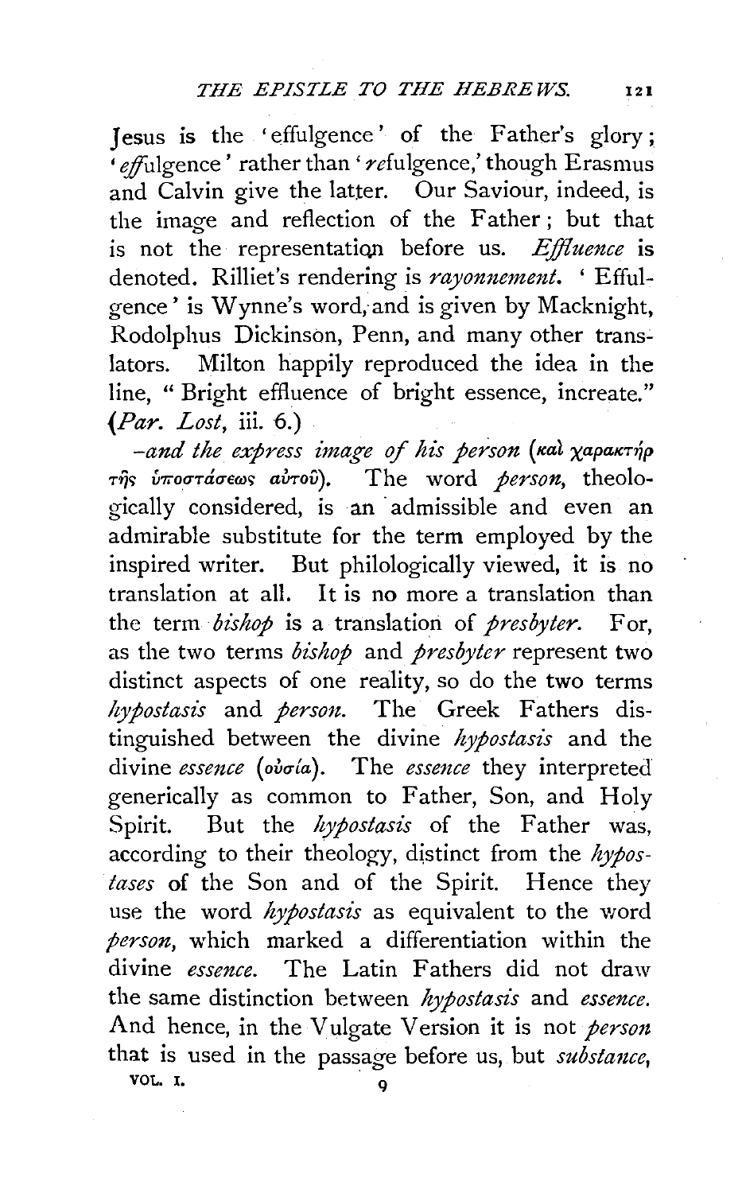Jesus is the 'effulgence' of the Father's glory; '*ef*fulgence' rather than '*re*fulgence,' though Erasmus and Calvin give the latter. Our Saviour, indeed, is the image and reflection of the Father; but that is not the representation before us. *Effluence* is denoted. Rilliet's rendering is *rayonnement*. 'Effulgence' is Wynne's word, and is given by Macknight, Rodolphus Dickinson, Penn, and many other translators. Milton happily reproduced the idea in the line, "Bright effluence of bright essence, increate." (*Par. Lost*, iii. 6.)

*–and the express image of his person* (καὶ χαρακτὴρ τῆς ὑποστάσεως αὐτοῦ). The word *person*, theologically considered, is an admissible and even an admirable substitute for the term employed by the inspired writer. But philologically viewed, it is no translation at all. It is no more a translation than the term *bishop* is a translation of *presbyter*. For, as the two terms *bishop* and *presbyter* represent two distinct aspects of one reality, so do the two terms *hypostasis* and *person*. The Greek Fathers distinguished between the divine *hypostasis* and the divine *essence* (οὐσία). The *essence* they interpreted generically as common to Father, Son, and Holy Spirit. But the *hypostasis* of the Father was, according to their theology, distinct from the *hypostases* of the Son and of the Spirit. Hence they use the word *hypostasis* as equivalent to the word *person*, which marked a differentiation within the divine *essence*. The Latin Fathers did not draw the same distinction between *hypostasis* and *essence*. And hence, in the Vulgate Version it is not *person* that is used in the passage before us, but *substance*,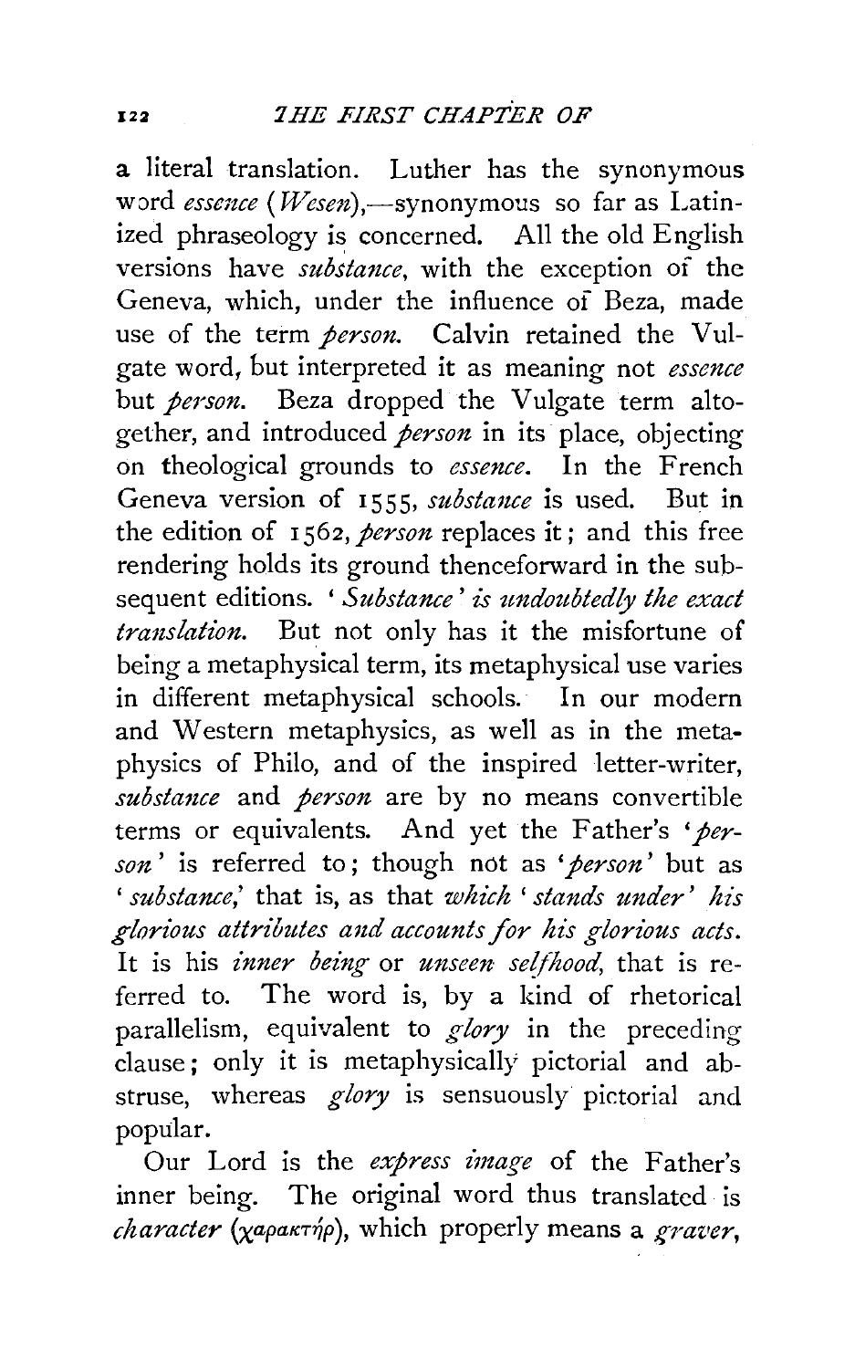a literal translation. Luther has the synonymous word *essence* (*Wesen*),—synonymous so far as Latinized phraseology is concerned. All the old English versions have *substance*, with the exception of the Geneva, which, under the influence of Beza, made use of the term *person*. Calvin retained the Vulgate word, but interpreted it as meaning not *essence* but *person*. Beza dropped the Vulgate term altogether, and introduced *person* in its place, objecting on theological grounds to *essence*. In the French Geneva version of 1555, *substance* is used. But in the edition of 1562, *person* replaces it; and this free rendering holds its ground thenceforward in the subsequent editions. '*Substance' is undoubtedly the exact translation.* But not only has it the misfortune of being a metaphysical term, its metaphysical use varies in different metaphysical schools. In our modern and Western metaphysics, as well as in the metaphysics of Philo, and of the inspired letter-writer, *substance* and *person* are by no means convertible terms or equivalents. And yet the Father's '*person*' is referred to; though not as '*person*' but as '*substance*,' that is, as that *which 'stands under' his glorious attributes and accounts for his glorious acts.* It is his *inner being* or *unseen selfhood*, that is referred to. The word is, by a kind of rhetorical parallelism, equivalent to *glory* in the preceding clause; only it is metaphysically pictorial and abstruse, whereas *glory* is sensuously pictorial and popular.

Our Lord is the *express image* of the Father's inner being. The original word thus translated is *character* (χαρακτήρ), which properly means a *graver*,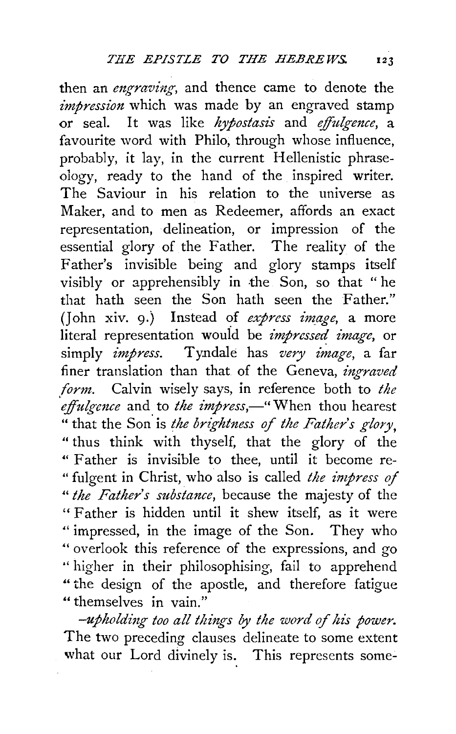then an *engraving*, and thence came to denote the *impression* which was made by an engraved stamp or seal. It was like *hypostasis* and *effulgence*, a favourite word with Philo, through whose influence, probably, it lay, in the current Hellenistic phraseology, ready to the hand of the inspired writer. The Saviour in his relation to the universe as Maker, and to men as Redeemer, affords an exact representation, delineation, or impression of the essential glory of the Father. The reality of the Father's invisible being and glory stamps itself visibly or apprehensibly in the Son, so that "he that hath seen the Son hath seen the Father." (John xiv. 9.) Instead of *express image*, a more literal representation would be *impressed image*, or simply *impress*. Tyndale has *very image*, a far finer translation than that of the Geneva, *ingraved form*. Calvin wisely says, in reference both to *the effulgence* and to *the impress*,—"When thou hearest "that the Son is *the brightness of the Father's glory*, "thus think with thyself, that the glory of the "Father is invisible to thee, until it become re-"fulgent in Christ, who also is called *the impress of* "*the Father's substance*, because the majesty of the "Father is hidden until it shew itself, as it were "impressed, in the image of the Son. They who "overlook this reference of the expressions, and go "higher in their philosophising, fail to apprehend "the design of the apostle, and therefore fatigue "themselves in vain."

–*upholding too all things by the word of his power*. The two preceding clauses delineate to some extent what our Lord divinely is. This represents some-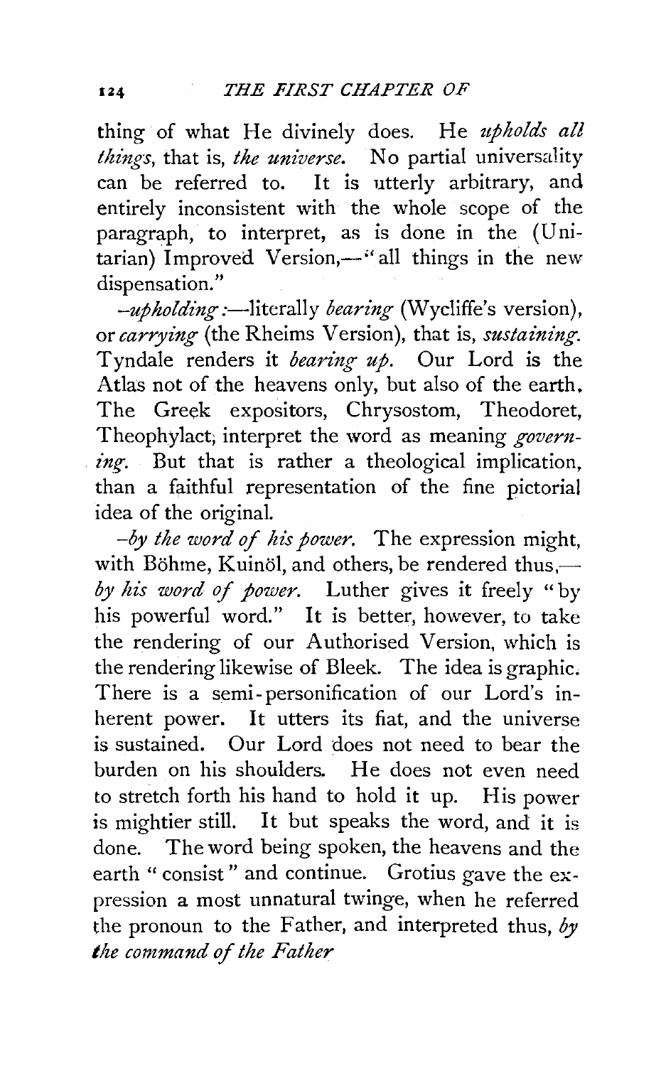thing of what He divinely does. He *upholds all things*, that is, *the universe*. No partial universality can be referred to. It is utterly arbitrary, and entirely inconsistent with the whole scope of the paragraph, to interpret, as is done in the (Unitarian) Improved Version,—"all things in the new dispensation."

*-upholding*:—literally *bearing* (Wycliffe's version), or *carrying* (the Rheims Version), that is, *sustaining*. Tyndale renders it *bearing up*. Our Lord is the Atlas not of the heavens only, but also of the earth. The Greek expositors, Chrysostom, Theodoret, Theophylact, interpret the word as meaning *governing*. But that is rather a theological implication, than a faithful representation of the fine pictorial idea of the original.

*-by the word of his power*. The expression might, with Böhme, Kuinöl, and others, be rendered thus,—*by his word of power*. Luther gives it freely "by his powerful word." It is better, however, to take the rendering of our Authorised Version, which is the rendering likewise of Bleek. The idea is graphic. There is a semi-personification of our Lord's inherent power. It utters its fiat, and the universe is sustained. Our Lord does not need to bear the burden on his shoulders. He does not even need to stretch forth his hand to hold it up. His power is mightier still. It but speaks the word, and it is done. The word being spoken, the heavens and the earth "consist" and continue. Grotius gave the expression a most unnatural twinge, when he referred the pronoun to the Father, and interpreted thus, *by the command of the Father*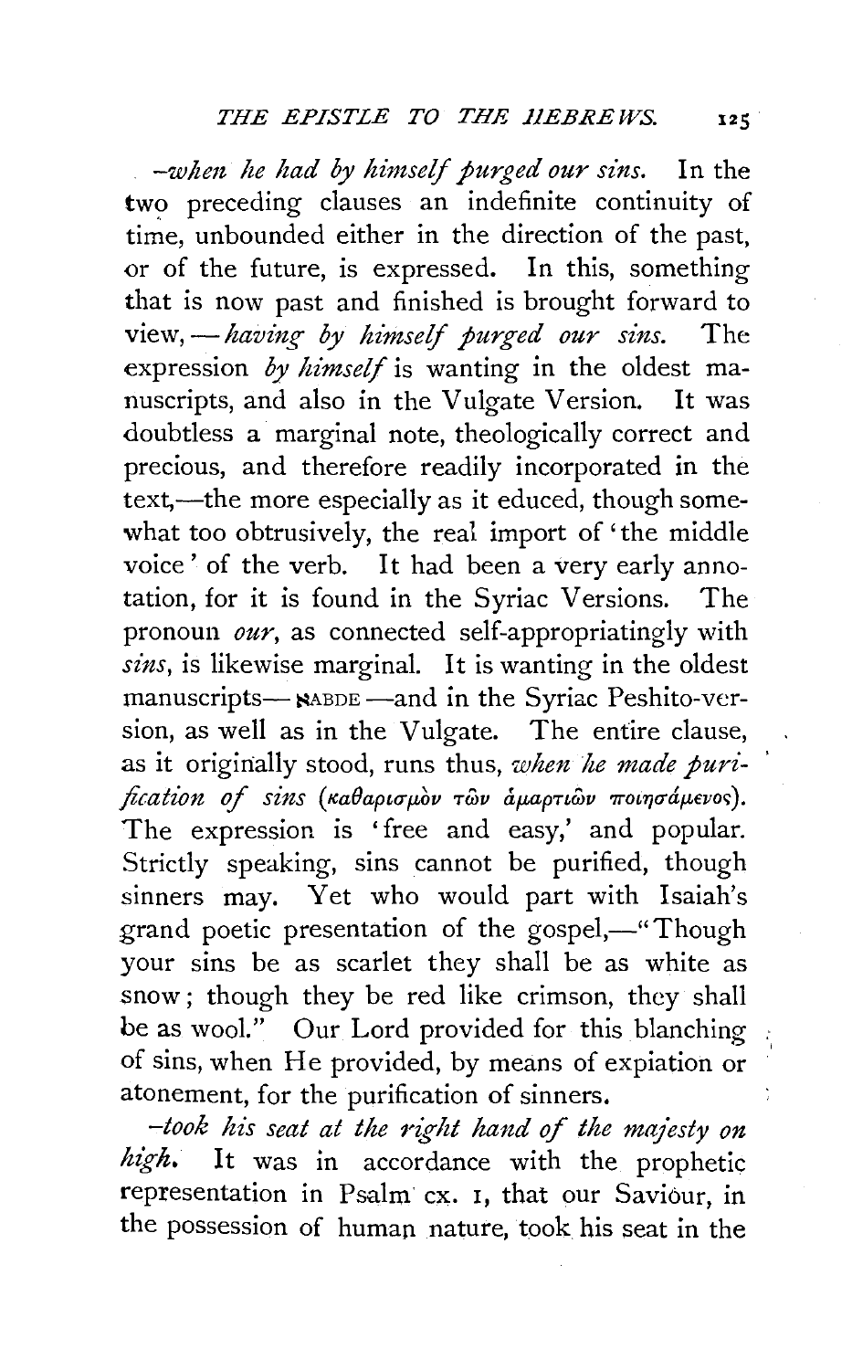*–when he had by himself purged our sins.* In the two preceding clauses an indefinite continuity of time, unbounded either in the direction of the past, or of the future, is expressed. In this, something that is now past and finished is brought forward to view, — *having by himself purged our sins.* The expression *by himself* is wanting in the oldest manuscripts, and also in the Vulgate Version. It was doubtless a marginal note, theologically correct and precious, and therefore readily incorporated in the text,—the more especially as it educed, though somewhat too obtrusively, the real import of 'the middle voice' of the verb. It had been a very early annotation, for it is found in the Syriac Versions. The pronoun *our*, as connected self-appropriatingly with *sins*, is likewise marginal. It is wanting in the oldest manuscripts— ℵABDE —and in the Syriac Peshito-version, as well as in the Vulgate. The entire clause, as it originally stood, runs thus, *when he made purification of sins* (καθαρισμὸν τῶν ἁμαρτιῶν ποιησάμενος). The expression is 'free and easy,' and popular. Strictly speaking, sins cannot be purified, though sinners may. Yet who would part with Isaiah's grand poetic presentation of the gospel,—"Though your sins be as scarlet they shall be as white as snow; though they be red like crimson, they shall be as wool." Our Lord provided for this blanching of sins, when He provided, by means of expiation or atonement, for the purification of sinners.

*–took his seat at the right hand of the majesty on high.* It was in accordance with the prophetic representation in Psalm cx. 1, that our Saviour, in the possession of human nature, took his seat in the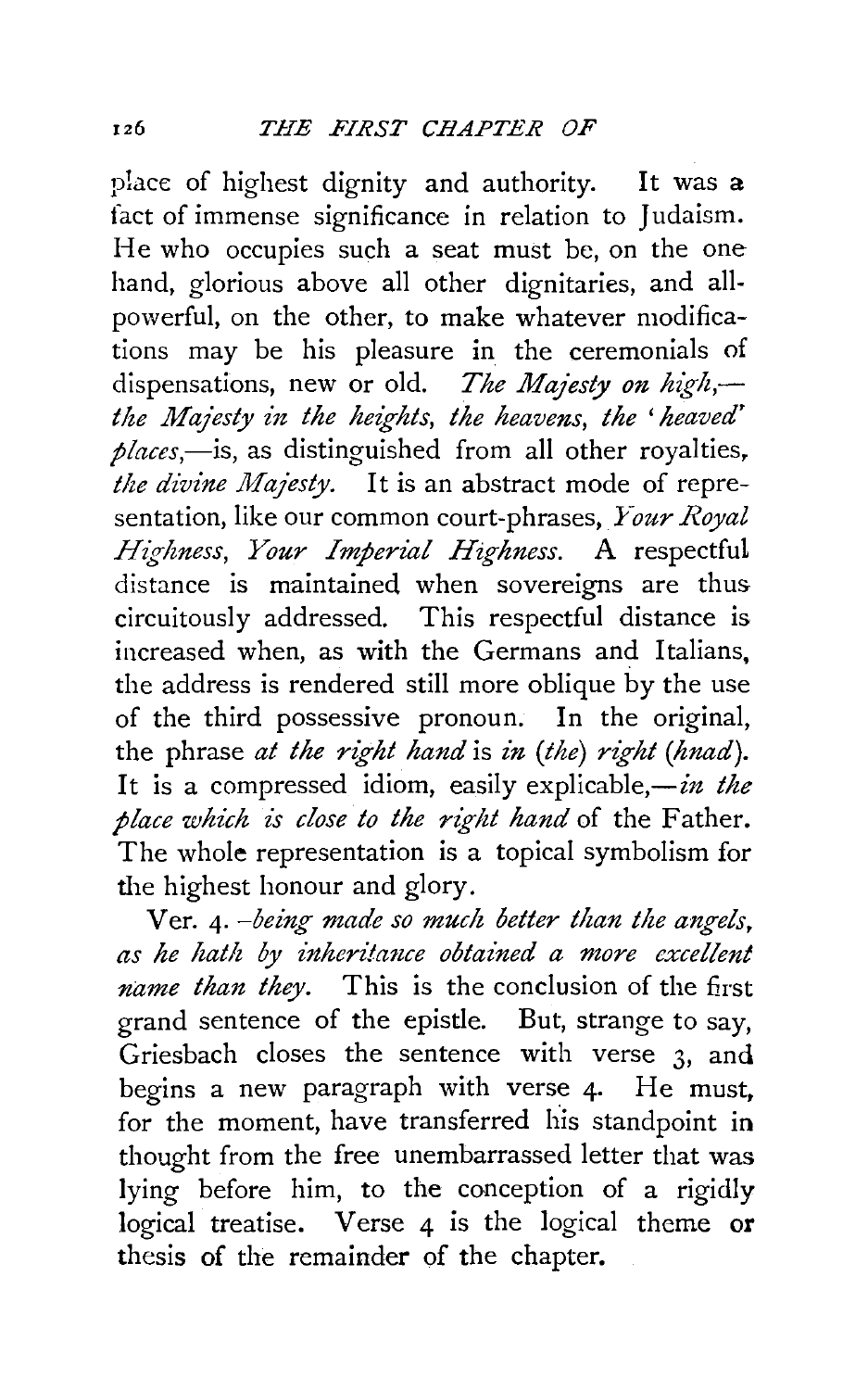place of highest dignity and authority. It was a fact of immense significance in relation to Judaism. He who occupies such a seat must be, on the one hand, glorious above all other dignitaries, and all-powerful, on the other, to make whatever modifications may be his pleasure in the ceremonials of dispensations, new or old. *The Majesty on high,—the Majesty in the heights, the heavens, the 'heaved' places,*—is, as distinguished from all other royalties, *the divine Majesty.* It is an abstract mode of representation, like our common court-phrases, *Your Royal Highness, Your Imperial Highness.* A respectful distance is maintained when sovereigns are thus circuitously addressed. This respectful distance is increased when, as with the Germans and Italians, the address is rendered still more oblique by the use of the third possessive pronoun. In the original, the phrase *at the right hand* is *in (the) right (hnad).* It is a compressed idiom, easily explicable,—*in the place which is close to the right hand* of the Father. The whole representation is a topical symbolism for the highest honour and glory.

Ver. 4. *-being made so much better than the angels, as he hath by inheritance obtained a more excellent name than they.* This is the conclusion of the first grand sentence of the epistle. But, strange to say, Griesbach closes the sentence with verse 3, and begins a new paragraph with verse 4. He must, for the moment, have transferred his standpoint in thought from the free unembarrassed letter that was lying before him, to the conception of a rigidly logical treatise. Verse 4 is the logical theme or thesis of the remainder of the chapter.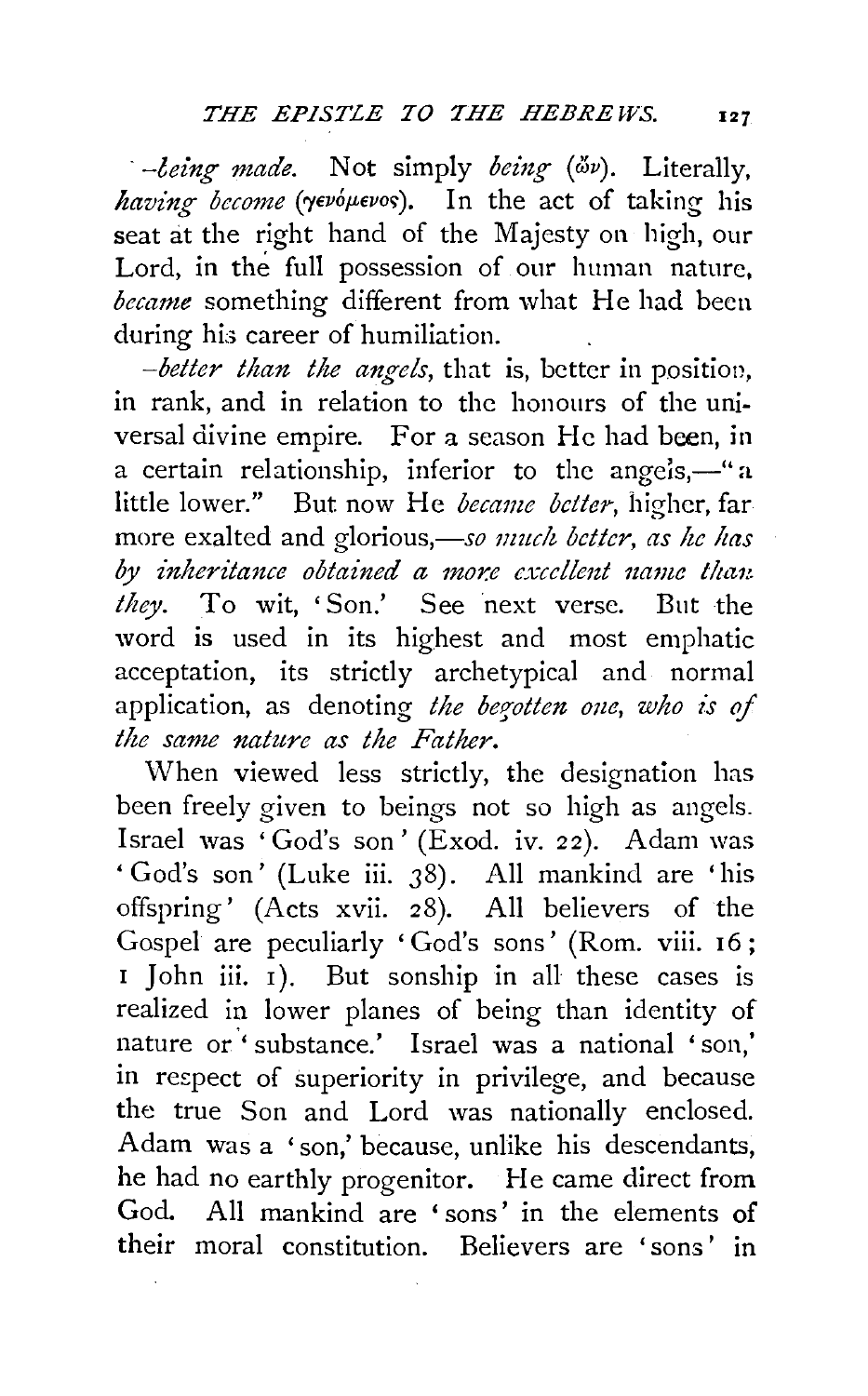*-being made.* Not simply *being* (ὤν). Literally, *having become* (γενόμενος). In the act of taking his seat at the right hand of the Majesty on high, our Lord, in the full possession of our human nature, *became* something different from what He had been during his career of humiliation.

*-better than the angels*, that is, better in position, in rank, and in relation to the honours of the universal divine empire. For a season He had been, in a certain relationship, inferior to the angels,—"a little lower." But now He *became better*, higher, far more exalted and glorious,—*so much better, as he has by inheritance obtained a more excellent name than they.* To wit, 'Son.' See next verse. But the word is used in its highest and most emphatic acceptation, its strictly archetypical and normal application, as denoting *the begotten one, who is of the same nature as the Father.*

When viewed less strictly, the designation has been freely given to beings not so high as angels. Israel was 'God's son' (Exod. iv. 22). Adam was 'God's son' (Luke iii. 38). All mankind are 'his offspring' (Acts xvii. 28). All believers of the Gospel are peculiarly 'God's sons' (Rom. viii. 16; 1 John iii. 1). But sonship in all these cases is realized in lower planes of being than identity of nature or 'substance.' Israel was a national 'son,' in respect of superiority in privilege, and because the true Son and Lord was nationally enclosed. Adam was a 'son,' because, unlike his descendants, he had no earthly progenitor. He came direct from God. All mankind are 'sons' in the elements of their moral constitution. Believers are 'sons' in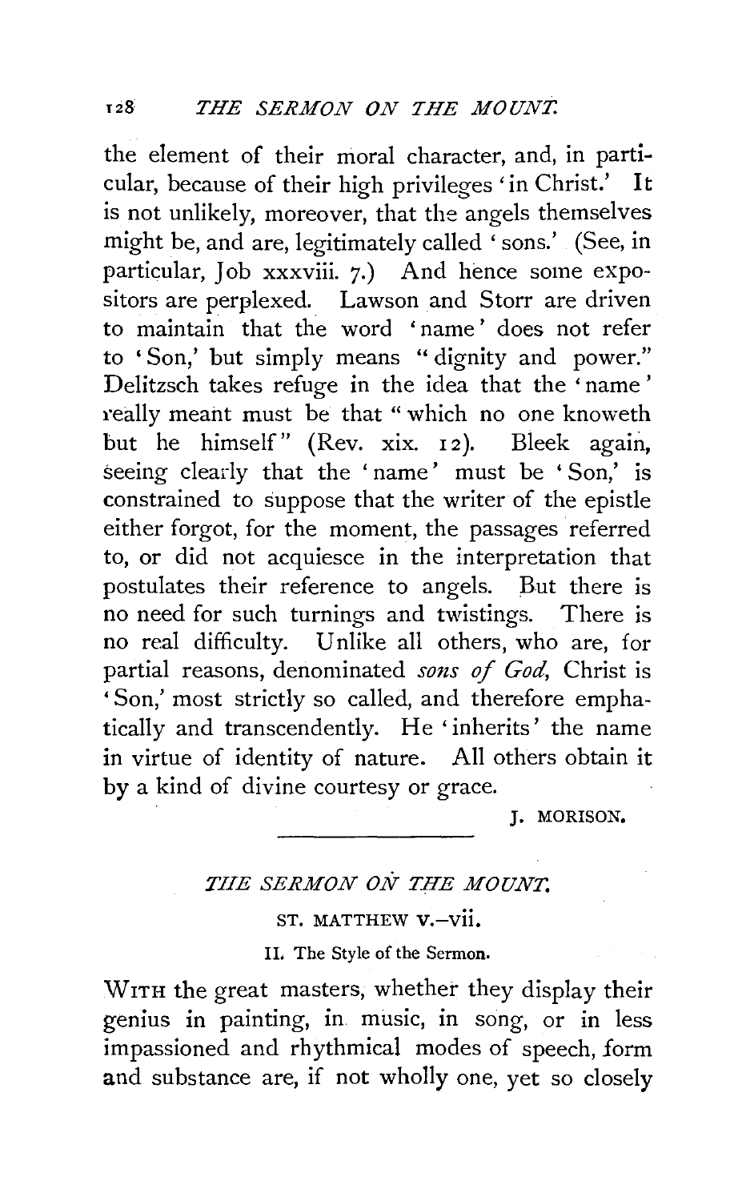the element of their moral character, and, in particular, because of their high privileges 'in Christ.' It is not unlikely, moreover, that the angels themselves might be, and are, legitimately called 'sons.' (See, in particular, Job xxxviii. 7.) And hence some expositors are perplexed. Lawson and Storr are driven to maintain that the word 'name' does not refer to 'Son,' but simply means "dignity and power." Delitzsch takes refuge in the idea that the 'name' really meant must be that "which no one knoweth but he himself" (Rev. xix. 12). Bleek again, seeing clearly that the 'name' must be 'Son,' is constrained to suppose that the writer of the epistle either forgot, for the moment, the passages referred to, or did not acquiesce in the interpretation that postulates their reference to angels. But there is no need for such turnings and twistings. There is no real difficulty. Unlike all others, who are, for partial reasons, denominated *sons of God*, Christ is 'Son,' most strictly so called, and therefore emphatically and transcendently. He 'inherits' the name in virtue of identity of nature. All others obtain it by a kind of divine courtesy or grace.

J. MORISON.

---

## *THE SERMON ON THE MOUNT.*

### ST. MATTHEW V.–VII.

#### II. The Style of the Sermon.

WITH the great masters, whether they display their genius in painting, in music, in song, or in less impassioned and rhythmical modes of speech, form and substance are, if not wholly one, yet so closely